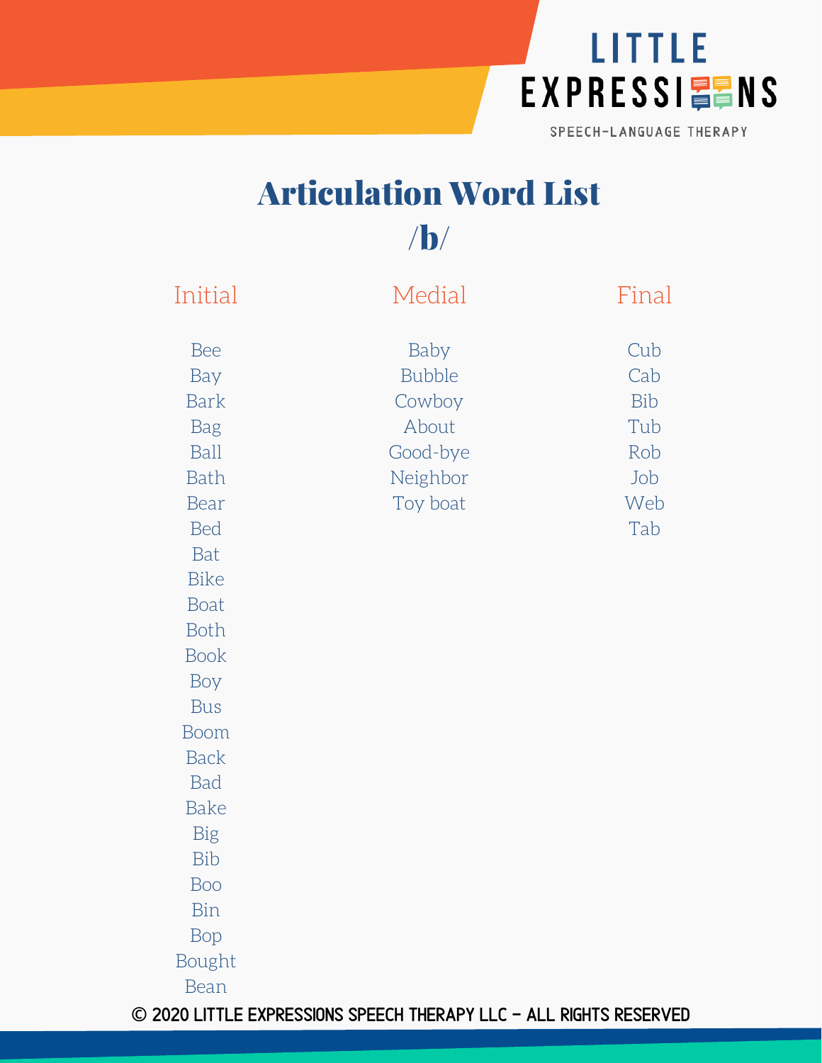LITTLE EXPRESSIONS

SPEECH-LANGUAGE THERAPY

# Articulation Word List

## /b/

| Initial | Medial | Final |
| --- | --- | --- |
| Bee | Baby | Cub |
| Bay | Bubble | Cab |
| Bark | Cowboy | Bib |
| Bag | About | Tub |
| Ball | Good-bye | Rob |
| Bath | Neighbor | Job |
| Bear | Toy boat | Web |
| Bed | | Tab |
| Bat | | |
| Bike | | |
| Boat | | |
| Both | | |
| Book | | |
| Boy | | |
| Bus | | |
| Boom | | |
| Back | | |
| Bad | | |
| Bake | | |
| Big | | |
| Bib | | |
| Boo | | |
| Bin | | |
| Bop | | |
| Bought | | |
| Bean | | |

© 2020 LITTLE EXPRESSIONS SPEECH THERAPY LLC - ALL RIGHTS RESERVED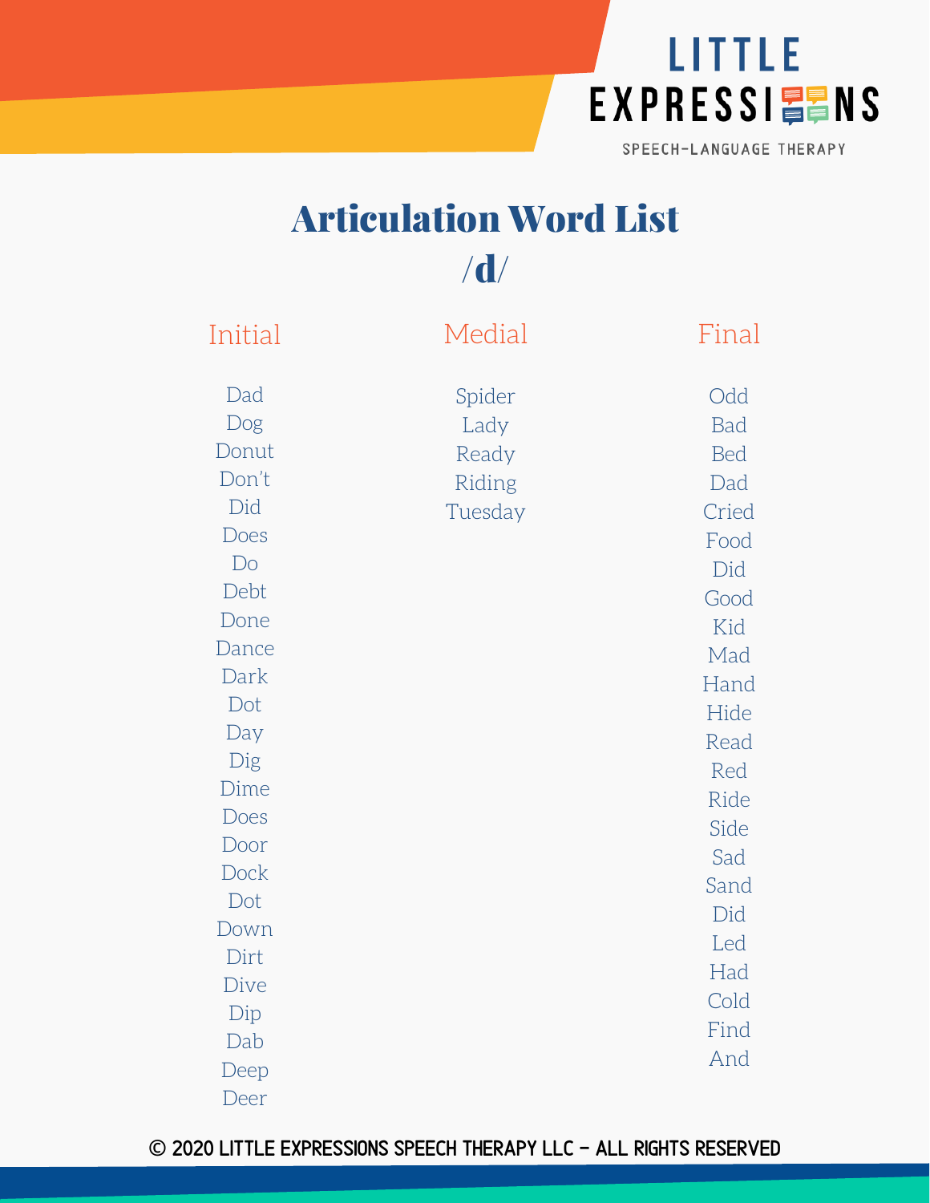# Articulation Word List

## /d/

| Initial | Medial | Final |
|---|---|---|
| Dad | Spider | Odd |
| Dog | Lady | Bad |
| Donut | Ready | Bed |
| Don't | Riding | Dad |
| Did | Tuesday | Cried |
| Does | | Food |
| Do | | Did |
| Debt | | Good |
| Done | | Kid |
| Dance | | Mad |
| Dark | | Hand |
| Dot | | Hide |
| Day | | Read |
| Dig | | Red |
| Dime | | Ride |
| Does | | Side |
| Door | | Sad |
| Dock | | Sand |
| Dot | | Did |
| Down | | Led |
| Dirt | | Had |
| Dive | | Cold |
| Dip | | Find |
| Dab | | And |
| Deep | | |
| Deer | | |

© 2020 LITTLE EXPRESSIONS SPEECH THERAPY LLC - ALL RIGHTS RESERVED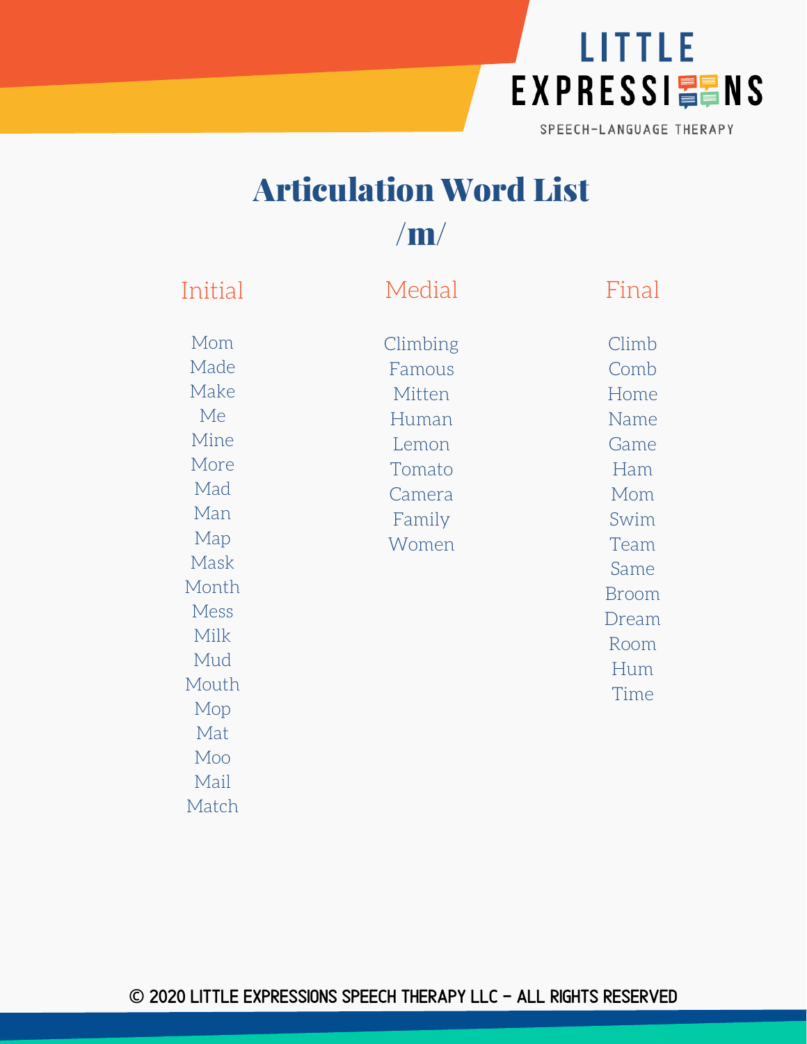LITTLE EXPRESSIONS

SPEECH-LANGUAGE THERAPY

# Articulation Word List

## /m/

| Initial | Medial | Final |
| --- | --- | --- |
| Mom | Climbing | Climb |
| Made | Famous | Comb |
| Make | Mitten | Home |
| Me | Human | Name |
| Mine | Lemon | Game |
| More | Tomato | Ham |
| Mad | Camera | Mom |
| Man | Family | Swim |
| Map | Women | Team |
| Mask | | Same |
| Month | | Broom |
| Mess | | Dream |
| Milk | | Room |
| Mud | | Hum |
| Mouth | | Time |
| Mop | | |
| Mat | | |
| Moo | | |
| Mail | | |
| Match | | |

© 2020 LITTLE EXPRESSIONS SPEECH THERAPY LLC - ALL RIGHTS RESERVED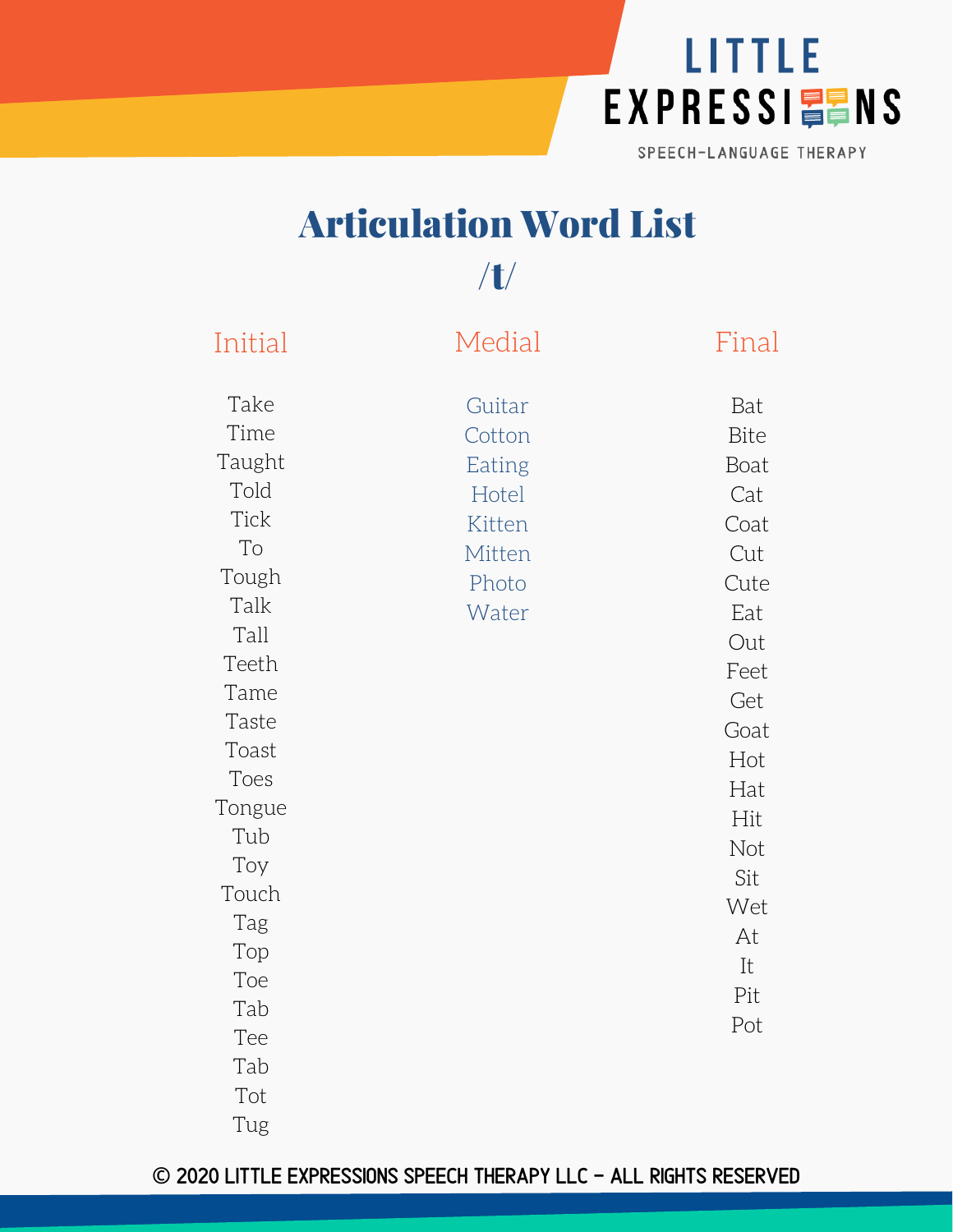LITTLE EXPRESSIONS
SPEECH-LANGUAGE THERAPY

# Articulation Word List

## /t/

| Initial | Medial | Final |
| --- | --- | --- |
| Take | Guitar | Bat |
| Time | Cotton | Bite |
| Taught | Eating | Boat |
| Told | Hotel | Cat |
| Tick | Kitten | Coat |
| To | Mitten | Cut |
| Tough | Photo | Cute |
| Talk | Water | Eat |
| Tall | | Out |
| Teeth | | Feet |
| Tame | | Get |
| Taste | | Goat |
| Toast | | Hot |
| Toes | | Hat |
| Tongue | | Hit |
| Tub | | Not |
| Toy | | Sit |
| Touch | | Wet |
| Tag | | At |
| Top | | It |
| Toe | | Pit |
| Tab | | Pot |
| Tee | | |
| Tab | | |
| Tot | | |
| Tug | | |

© 2020 LITTLE EXPRESSIONS SPEECH THERAPY LLC - ALL RIGHTS RESERVED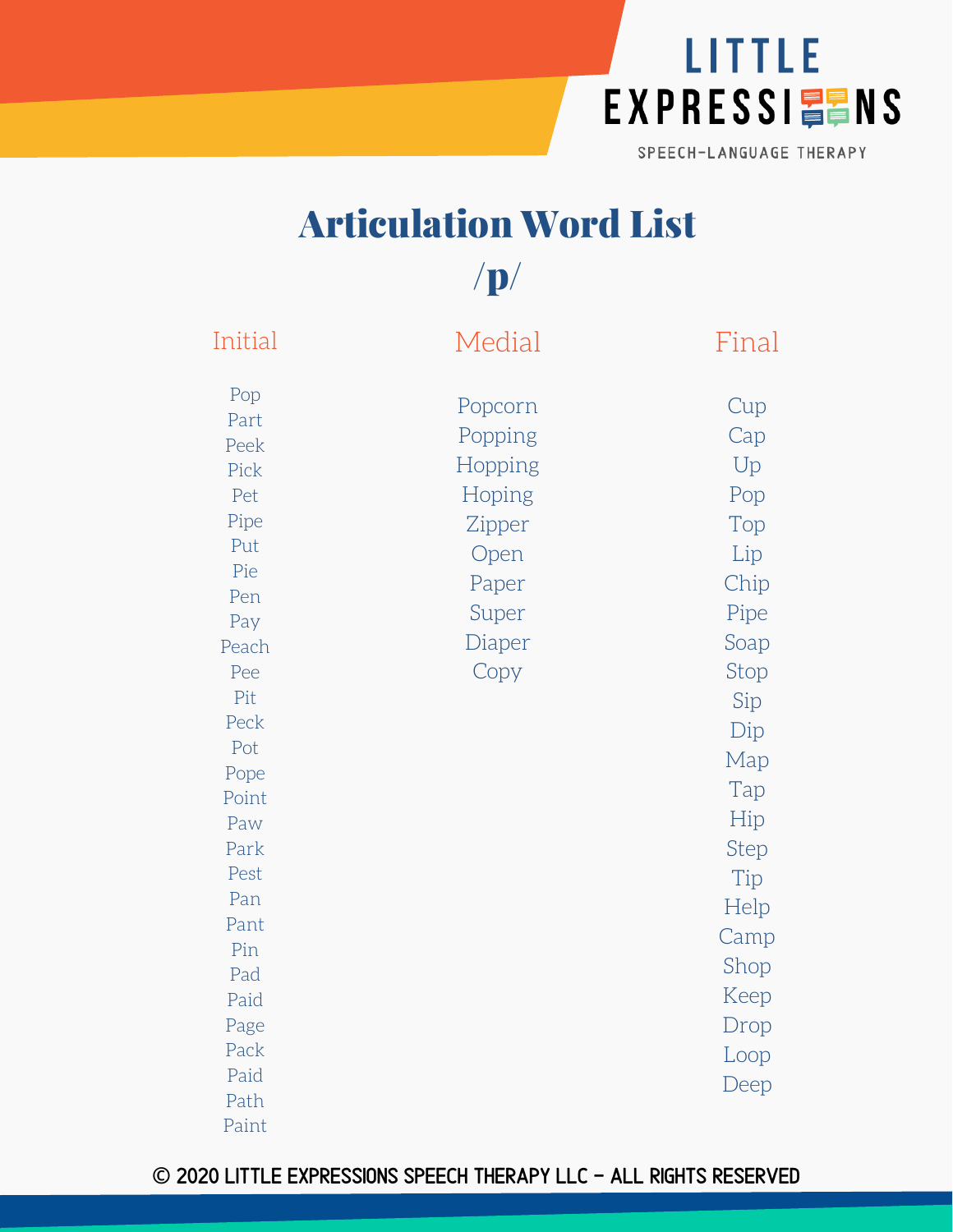LITTLE EXPRESSIONS

SPEECH-LANGUAGE THERAPY

# Articulation Word List

## /p/

| Initial | Medial | Final |
| --- | --- | --- |
| Pop | Popcorn | Cup |
| Part | Popping | Cap |
| Peek | Hopping | Up |
| Pick | Hoping | Pop |
| Pet | Zipper | Top |
| Pipe | Open | Lip |
| Put | Paper | Chip |
| Pie | Super | Pipe |
| Pen | Diaper | Soap |
| Pay | Copy | Stop |
| Peach | | Sip |
| Pee | | Dip |
| Pit | | Map |
| Peck | | Tap |
| Pot | | Hip |
| Pope | | Step |
| Point | | Tip |
| Paw | | Help |
| Park | | Camp |
| Pest | | Shop |
| Pan | | Keep |
| Pant | | Drop |
| Pin | | Loop |
| Pad | | Deep |
| Paid | | |
| Page | | |
| Pack | | |
| Paid | | |
| Path | | |
| Paint | | |

© 2020 LITTLE EXPRESSIONS SPEECH THERAPY LLC - ALL RIGHTS RESERVED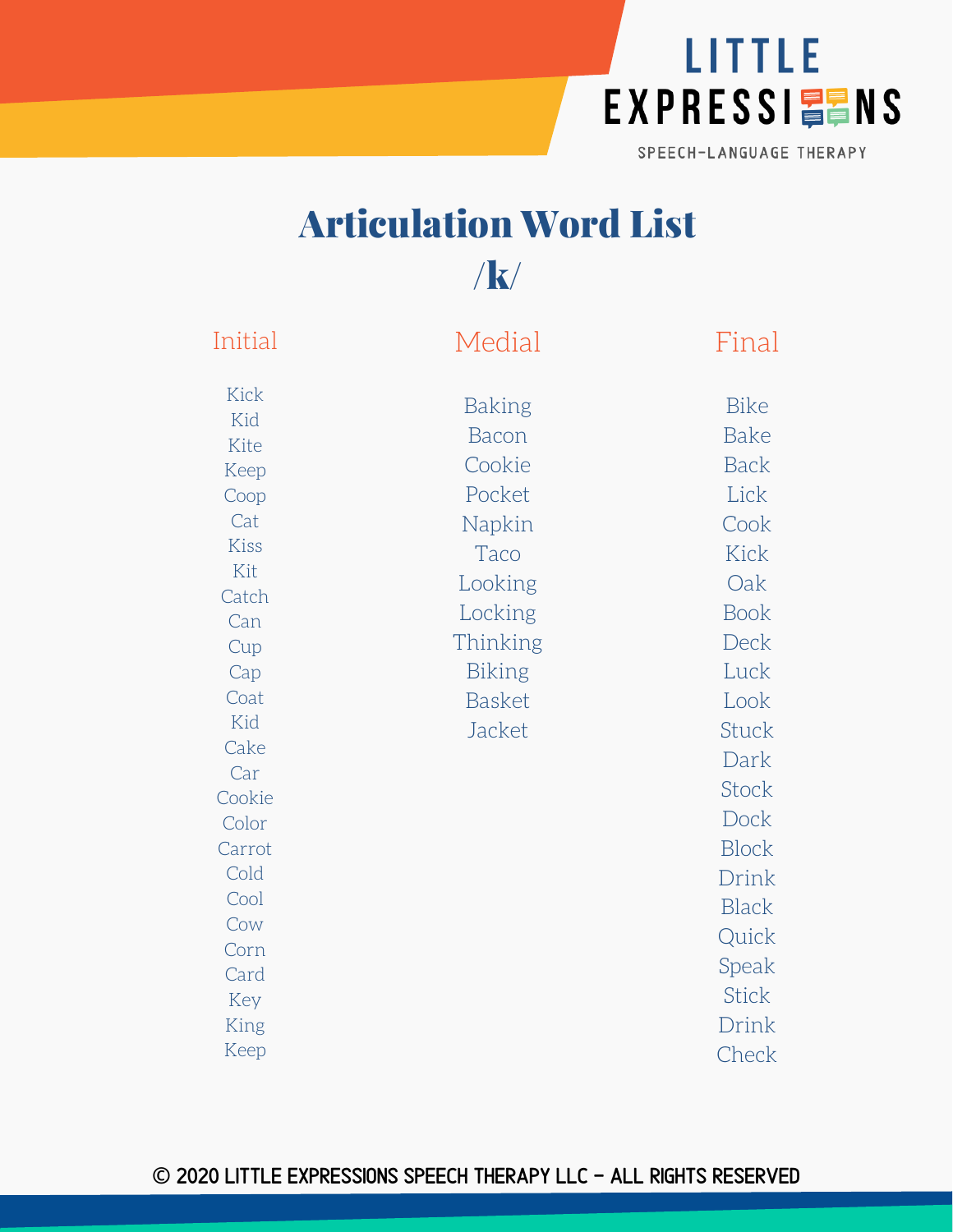# Articulation Word List

## /k/

| Initial | Medial | Final |
|---|---|---|
| Kick | Baking | Bike |
| Kid | Bacon | Bake |
| Kite | Cookie | Back |
| Keep | Pocket | Lick |
| Coop | Napkin | Cook |
| Cat | Taco | Kick |
| Kiss | Looking | Oak |
| Kit | Locking | Book |
| Catch | Thinking | Deck |
| Can | Biking | Luck |
| Cup | Basket | Look |
| Cap | Jacket | Stuck |
| Coat | | Dark |
| Kid | | Stock |
| Cake | | Dock |
| Car | | Block |
| Cookie | | Drink |
| Color | | Black |
| Carrot | | Quick |
| Cold | | Speak |
| Cool | | Stick |
| Cow | | Drink |
| Corn | | Check |
| Card | | |
| Key | | |
| King | | |
| Keep | | |

© 2020 LITTLE EXPRESSIONS SPEECH THERAPY LLC - ALL RIGHTS RESERVED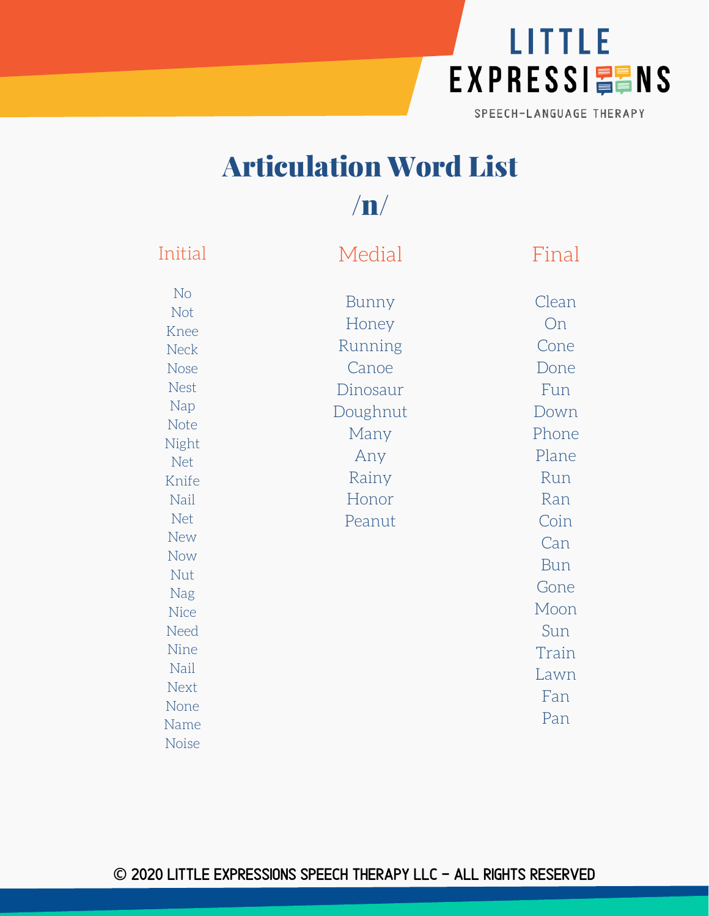# Articulation Word List

## /n/

| Initial | Medial | Final |
| --- | --- | --- |
| No | Bunny | Clean |
| Not | Honey | On |
| Knee | Running | Cone |
| Neck | Canoe | Done |
| Nose | Dinosaur | Fun |
| Nest | Doughnut | Down |
| Nap | Many | Phone |
| Note | Any | Plane |
| Night | Rainy | Run |
| Net | Honor | Ran |
| Knife | Peanut | Coin |
| Nail | | Can |
| Net | | Bun |
| New | | Gone |
| Now | | Moon |
| Nut | | Sun |
| Nag | | Train |
| Nice | | Lawn |
| Need | | Fan |
| Nine | | Pan |
| Nail | | |
| Next | | |
| None | | |
| Name | | |
| Noise | | |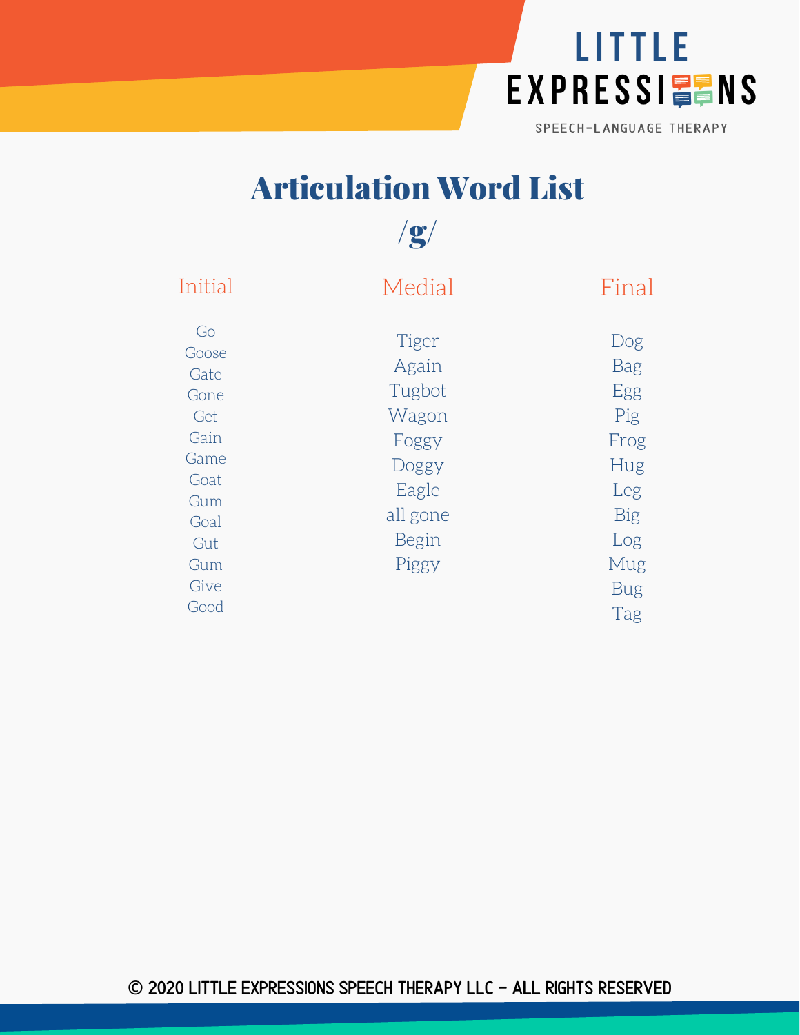LITTLE EXPRESSIONS

SPEECH-LANGUAGE THERAPY

# Articulation Word List

## /g/

| Initial | Medial | Final |
| --- | --- | --- |
| Go | Tiger | Dog |
| Goose | Again | Bag |
| Gate | Tugbot | Egg |
| Gone | Wagon | Pig |
| Get | Foggy | Frog |
| Gain | Doggy | Hug |
| Game | Eagle | Leg |
| Goat | all gone | Big |
| Gum | Begin | Log |
| Goal | Piggy | Mug |
| Gut | | Bug |
| Gum | | Tag |
| Give | | |
| Good | | |

© 2020 LITTLE EXPRESSIONS SPEECH THERAPY LLC - ALL RIGHTS RESERVED